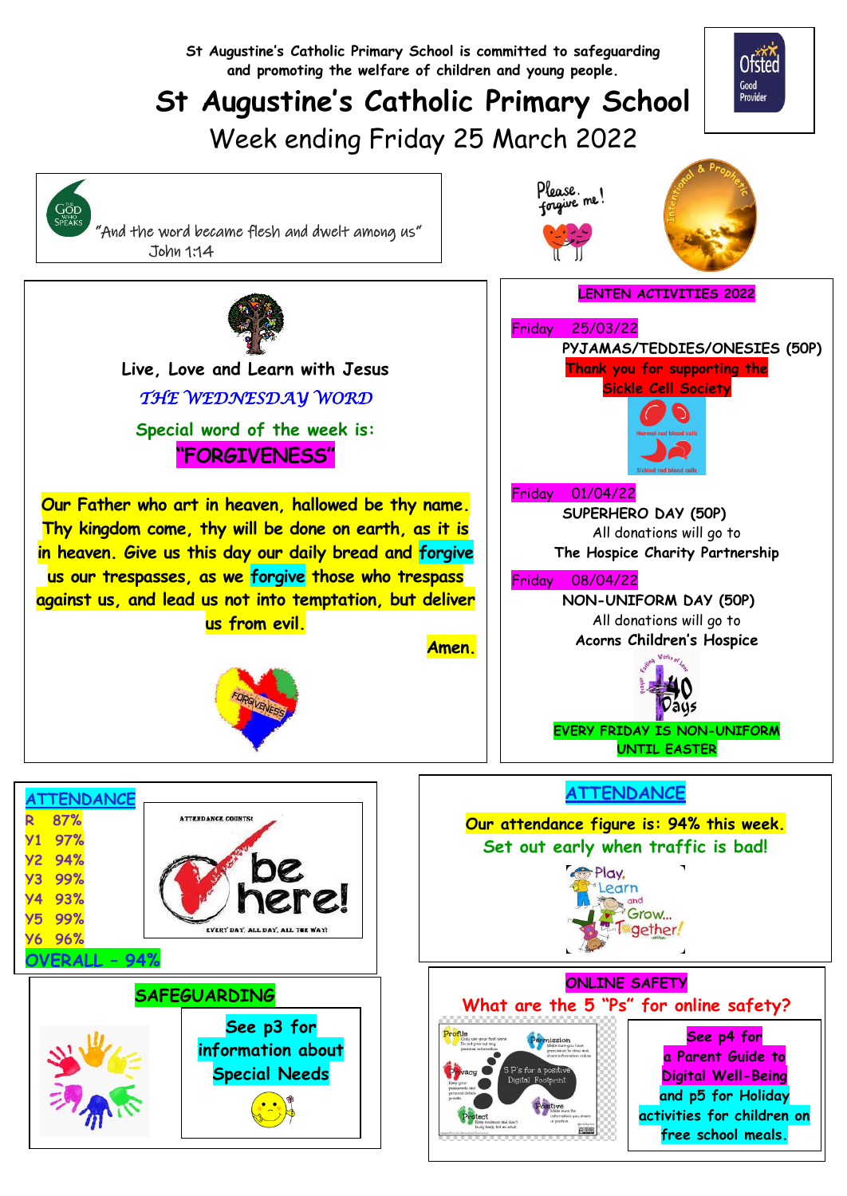St Augustine's Catholic Primary School is committed to safeguarding and promoting the welfare of children and young people.

# St Augustine's Catholic Primary School

## Week ending Friday 25 March 2022

"And the word became flesh and dwelt among us"
John 1:14

Please, forgive me!

## Live, Love and Learn with Jesus

*THE WEDNESDAY WORD*

**Special word of the week is:**

**"FORGIVENESS"**

Our Father who art in heaven, hallowed be thy name. Thy kingdom come, thy will be done on earth, as it is in heaven. Give us this day our daily bread and forgive us our trespasses, as we forgive those who trespass against us, and lead us not into temptation, but deliver us from evil.

Amen.

## LENTEN ACTIVITIES 2022

**Friday 25/03/22**
PYJAMAS/TEDDIES/ONESIES (50P)
Thank you for supporting the Sickle Cell Society

**Friday 01/04/22**
SUPERHERO DAY (50P)
All donations will go to
The Hospice Charity Partnership

**Friday 08/04/22**
NON-UNIFORM DAY (50P)
All donations will go to
Acorns Children's Hospice

EVERY FRIDAY IS NON-UNIFORM UNTIL EASTER

## ATTENDANCE

| Class | Attendance |
|---|---|
| R | 87% |
| Y1 | 97% |
| Y2 | 94% |
| Y3 | 99% |
| Y4 | 93% |
| Y5 | 99% |
| Y6 | 96% |
| OVERALL | 94% |

ATTENDANCE COUNTS! be here! EVERY DAY, ALL DAY, ALL THE WAY!

## ATTENDANCE

Our attendance figure is: 94% this week.

Set out early when traffic is bad!

## SAFEGUARDING

See p3 for information about Special Needs

## ONLINE SAFETY

What are the 5 "Ps" for online safety?

See p4 for a Parent Guide to Digital Well-Being and p5 for Holiday activities for children on free school meals.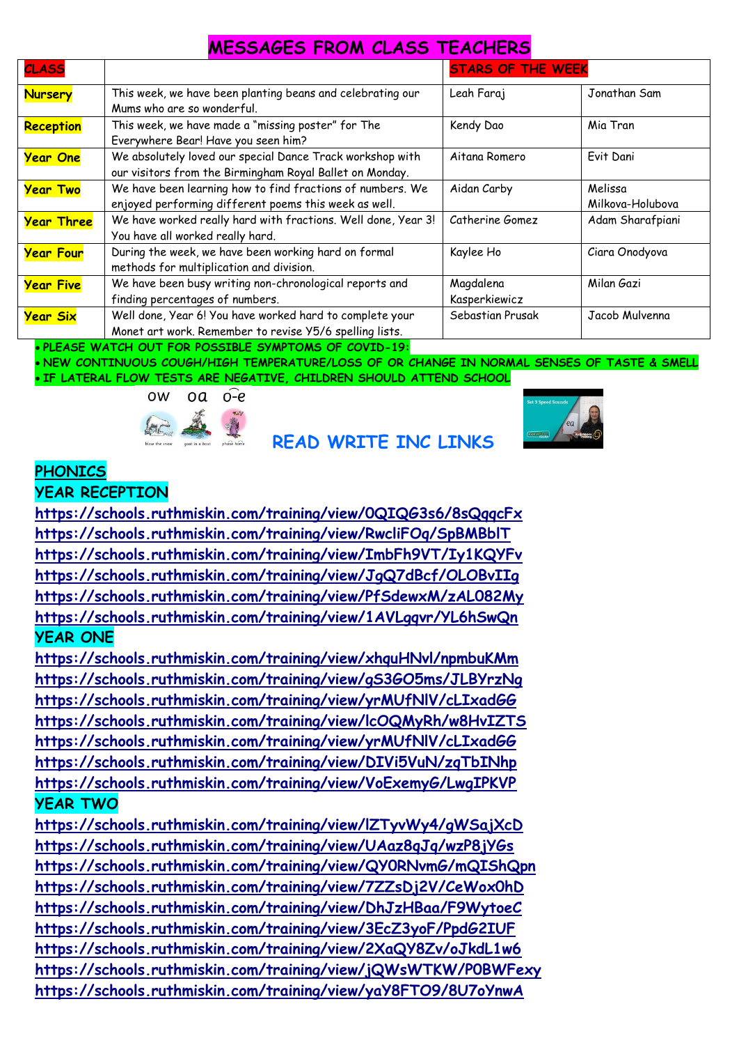# MESSAGES FROM CLASS TEACHERS

| CLASS | | STARS OF THE WEEK | |
|---|---|---|---|
| Nursery | This week, we have been planting beans and celebrating our Mums who are so wonderful. | Leah Faraj | Jonathan Sam |
| Reception | This week, we have made a "missing poster" for The Everywhere Bear! Have you seen him? | Kendy Dao | Mia Tran |
| Year One | We absolutely loved our special Dance Track workshop with our visitors from the Birmingham Royal Ballet on Monday. | Aitana Romero | Evit Dani |
| Year Two | We have been learning how to find fractions of numbers. We enjoyed performing different poems this week as well. | Aidan Carby | Melissa Milkova-Holubova |
| Year Three | We have worked really hard with fractions. Well done, Year 3! You have all worked really hard. | Catherine Gomez | Adam Sharafpiani |
| Year Four | During the week, we have been working hard on formal methods for multiplication and division. | Kaylee Ho | Ciara Onodyova |
| Year Five | We have been busy writing non-chronological reports and finding percentages of numbers. | Magdalena Kasperkiewicz | Milan Gazi |
| Year Six | Well done, Year 6! You have worked hard to complete your Monet art work. Remember to revise Y5/6 spelling lists. | Sebastian Prusak | Jacob Mulvenna |

- PLEASE WATCH OUT FOR POSSIBLE SYMPTOMS OF COVID-19:
- NEW CONTINUOUS COUGH/HIGH TEMPERATURE/LOSS OF OR CHANGE IN NORMAL SENSES OF TASTE & SMELL
- IF LATERAL FLOW TESTS ARE NEGATIVE, CHILDREN SHOULD ATTEND SCHOOL

ow oa o-e

blow the snow   goat in a boat   phone home

## READ WRITE INC LINKS

## PHONICS

### YEAR RECEPTION

https://schools.ruthmiskin.com/training/view/0QIQG3s6/8sQqqcFx
https://schools.ruthmiskin.com/training/view/RwcliFOq/SpBMBblT
https://schools.ruthmiskin.com/training/view/ImbFh9VT/Iy1KQYFv
https://schools.ruthmiskin.com/training/view/JgQ7dBcf/OLOBvIIg
https://schools.ruthmiskin.com/training/view/PfSdewxM/zAL082My
https://schools.ruthmiskin.com/training/view/1AVLgqvr/YL6hSwQn

### YEAR ONE

https://schools.ruthmiskin.com/training/view/xhquHNvl/npmbuKMm
https://schools.ruthmiskin.com/training/view/gS3GO5ms/JLBYrzNg
https://schools.ruthmiskin.com/training/view/yrMUfNlV/cLIxadGG
https://schools.ruthmiskin.com/training/view/lcOQMyRh/w8HvIZTS
https://schools.ruthmiskin.com/training/view/yrMUfNlV/cLIxadGG
https://schools.ruthmiskin.com/training/view/DIVi5VuN/zqTbINhp
https://schools.ruthmiskin.com/training/view/VoExemyG/LwgIPKVP

### YEAR TWO

https://schools.ruthmiskin.com/training/view/lZTyvWy4/gWSajXcD
https://schools.ruthmiskin.com/training/view/UAaz8qJq/wzP8jYGs
https://schools.ruthmiskin.com/training/view/QY0RNvmG/mQIShQpn
https://schools.ruthmiskin.com/training/view/7ZZsDj2V/CeWox0hD
https://schools.ruthmiskin.com/training/view/DhJzHBaa/F9WytoeC
https://schools.ruthmiskin.com/training/view/3EcZ3yoF/PpdG2IUF
https://schools.ruthmiskin.com/training/view/2XaQY8Zv/oJkdL1w6
https://schools.ruthmiskin.com/training/view/jQWsWTKW/P0BWFexy
https://schools.ruthmiskin.com/training/view/yaY8FTO9/8U7oYnwA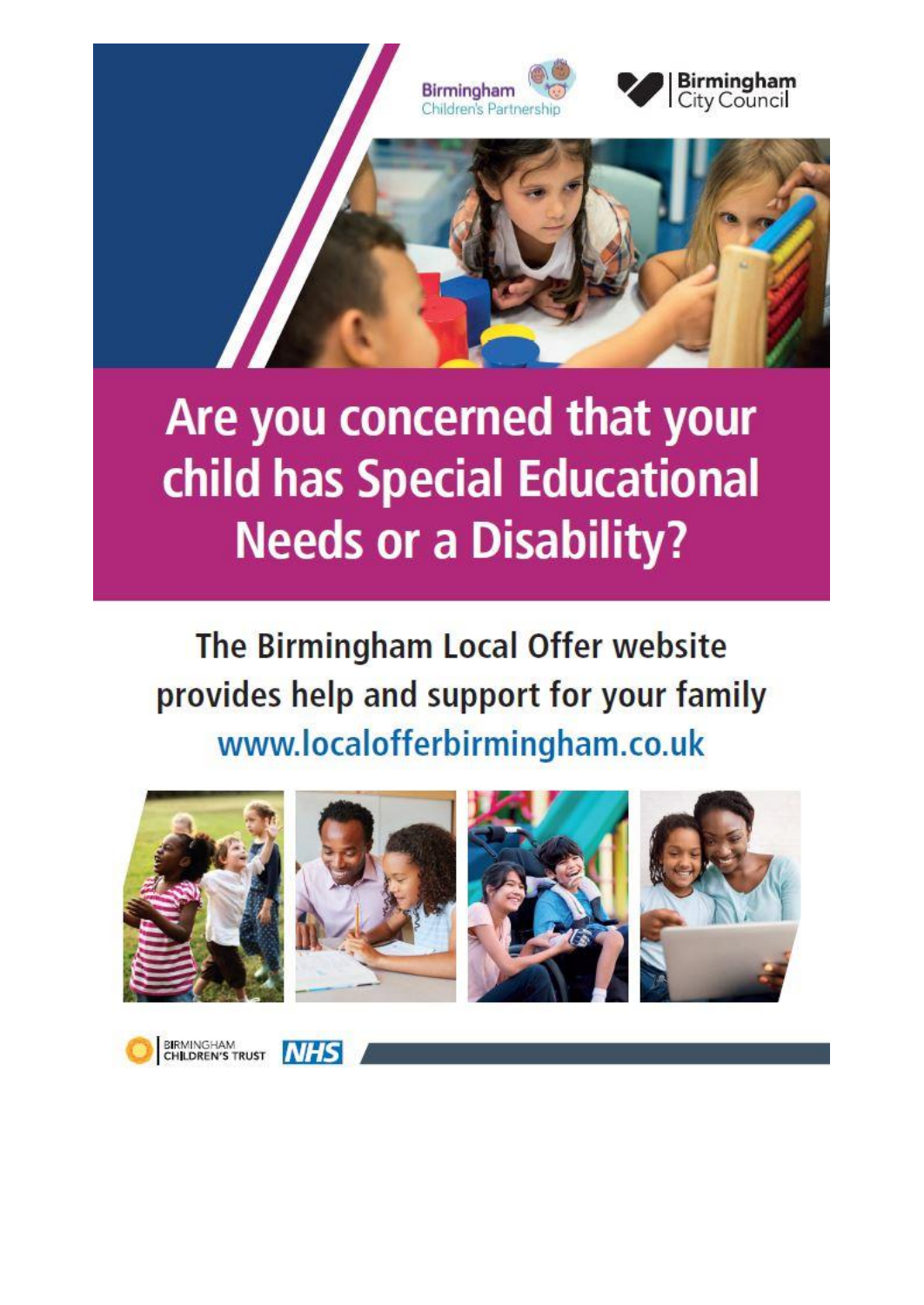Birmingham Children's Partnership

Birmingham City Council

# Are you concerned that your child has Special Educational Needs or a Disability?

The Birmingham Local Offer website provides help and support for your family

www.localofferbirmingham.co.uk

BIRMINGHAM CHILDREN'S TRUST

NHS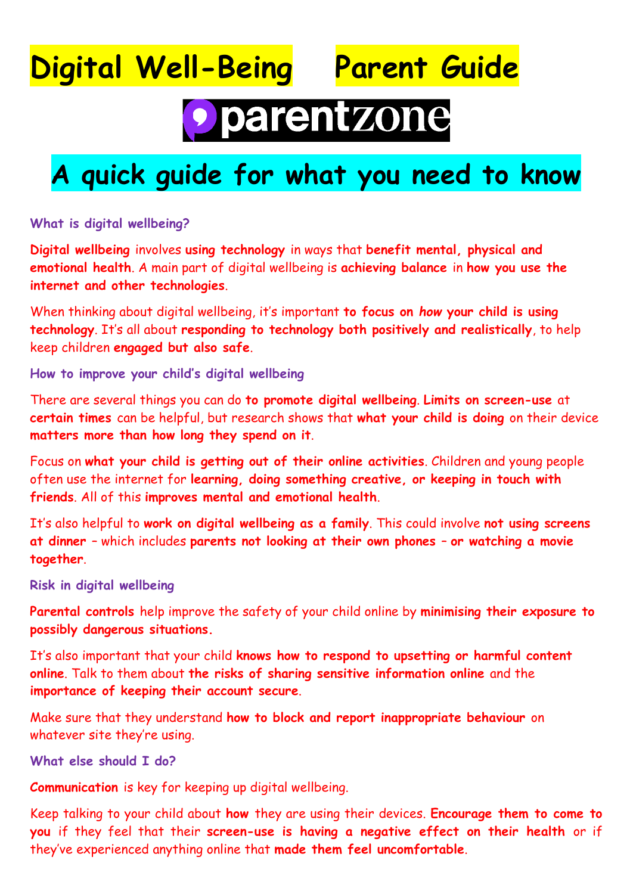# Digital Well-Being Parent Guide

parentzone

## A quick guide for what you need to know

### What is digital wellbeing?

**Digital wellbeing** involves **using technology** in ways that **benefit mental, physical and emotional health**. A main part of digital wellbeing is **achieving balance** in **how you use the internet and other technologies**.

When thinking about digital wellbeing, it's important **to focus on *how* your child is using technology**. It's all about **responding to technology both positively and realistically**, to help keep children **engaged but also safe**.

### How to improve your child's digital wellbeing

There are several things you can do **to promote digital wellbeing. Limits on screen-use** at **certain times** can be helpful, but research shows that **what your child is doing** on their device **matters more than how long they spend on it**.

Focus on **what your child is getting out of their online activities**. Children and young people often use the internet for **learning, doing something creative, or keeping in touch with friends**. All of this **improves mental and emotional health**.

It's also helpful to **work on digital wellbeing as a family**. This could involve **not using screens at dinner** – which includes **parents not looking at their own phones – or watching a movie together**.

### Risk in digital wellbeing

**Parental controls** help improve the safety of your child online by **minimising their exposure to possibly dangerous situations.**

It's also important that your child **knows how to respond to upsetting or harmful content online**. Talk to them about **the risks of sharing sensitive information online** and the **importance of keeping their account secure**.

Make sure that they understand **how to block and report inappropriate behaviour** on whatever site they're using.

### What else should I do?

**Communication** is key for keeping up digital wellbeing.

Keep talking to your child about **how** they are using their devices. **Encourage them to come to you** if they feel that their **screen-use is having a negative effect on their health** or if they've experienced anything online that **made them feel uncomfortable**.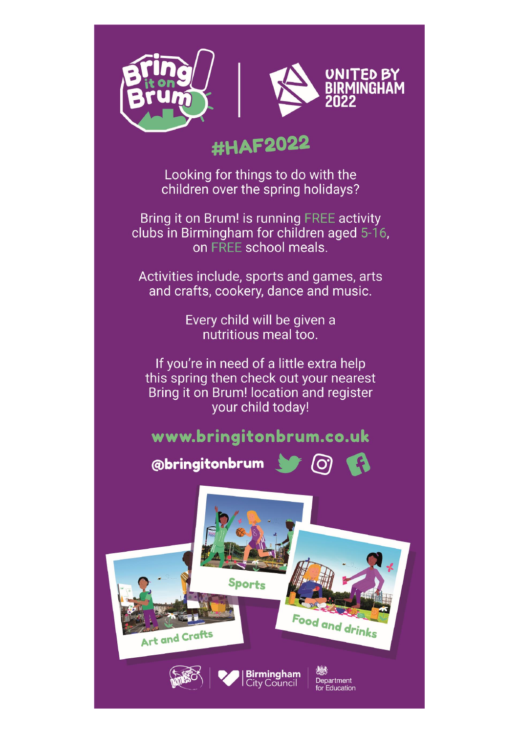Bring it on Brum!

UNITED BY BIRMINGHAM 2022

# #HAF2022

Looking for things to do with the children over the spring holidays?

Bring it on Brum! is running FREE activity clubs in Birmingham for children aged 5-16, on FREE school meals.

Activities include, sports and games, arts and crafts, cookery, dance and music.

Every child will be given a nutritious meal too.

If you're in need of a little extra help this spring then check out your nearest Bring it on Brum! location and register your child today!

**www.bringitonbrum.co.uk**

**@bringitonbrum**

Sports

Art and Crafts

Food and drinks

Birmingham City Council

Department for Education